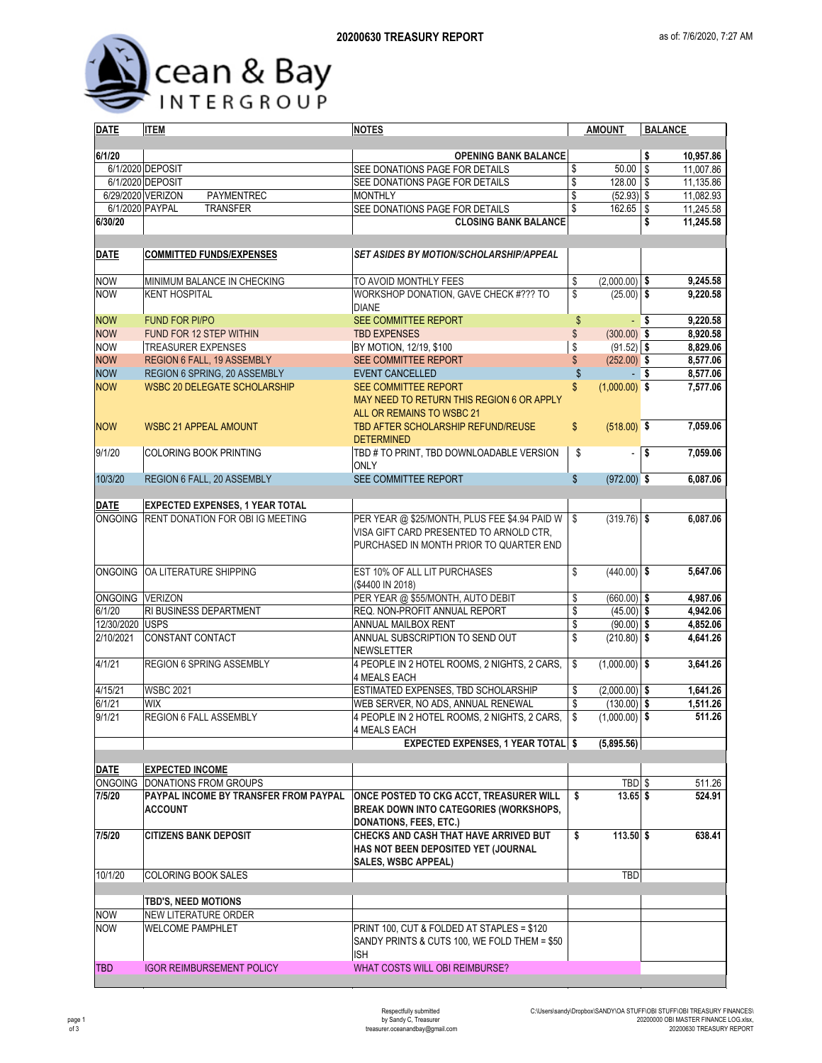# 20200630 TREASURY REPORT

as of: 7/6/2020, 7:27 AM

Ocean & Bay INTERGROUP

| DATE | ITEM | NOTES | AMOUNT | BALANCE |
|---|---|---|---|---|
| 6/1/20 | | OPENING BANK BALANCE | | $ 10,957.86 |
| 6/1/2020 | DEPOSIT | SEE DONATIONS PAGE FOR DETAILS | $ 50.00 | $ 11,007.86 |
| 6/1/2020 | DEPOSIT | SEE DONATIONS PAGE FOR DETAILS | $ 128.00 | $ 11,135.86 |
| 6/29/2020 | VERIZON PAYMENTREC | MONTHLY | $ (52.93) | $ 11,082.93 |
| 6/1/2020 | PAYPAL TRANSFER | SEE DONATIONS PAGE FOR DETAILS | $ 162.65 | $ 11,245.58 |
| 6/30/20 | | CLOSING BANK BALANCE | | $ 11,245.58 |
| | | | | |
| **DATE** | **COMMITTED FUNDS/EXPENSES** | ***SET ASIDES BY MOTION/SCHOLARSHIP/APPEAL*** | | |
| NOW | MINIMUM BALANCE IN CHECKING | TO AVOID MONTHLY FEES | $ (2,000.00) | $ 9,245.58 |
| NOW | KENT HOSPITAL | WORKSHOP DONATION, GAVE CHECK #??? TO DIANE | $ (25.00) | $ 9,220.58 |
| NOW | FUND FOR PI/PO | SEE COMMITTEE REPORT | $ - | $ 9,220.58 |
| NOW | FUND FOR 12 STEP WITHIN | TBD EXPENSES | $ (300.00) | $ 8,920.58 |
| NOW | TREASURER EXPENSES | BY MOTION, 12/19, $100 | $ (91.52) | $ 8,829.06 |
| NOW | REGION 6 FALL, 19 ASSEMBLY | SEE COMMITTEE REPORT | $ (252.00) | $ 8,577.06 |
| NOW | REGION 6 SPRING, 20 ASSEMBLY | EVENT CANCELLED | $ - | $ 8,577.06 |
| NOW | WSBC 20 DELEGATE SCHOLARSHIP | SEE COMMITTEE REPORT<br>MAY NEED TO RETURN THIS REGION 6 OR APPLY ALL OR REMAINS TO WSBC 21 | $ (1,000.00) | $ 7,577.06 |
| NOW | WSBC 21 APPEAL AMOUNT | TBD AFTER SCHOLARSHIP REFUND/REUSE DETERMINED | $ (518.00) | $ 7,059.06 |
| 9/1/20 | COLORING BOOK PRINTING | TBD # TO PRINT, TBD DOWNLOADABLE VERSION ONLY | $ - | $ 7,059.06 |
| 10/3/20 | REGION 6 FALL, 20 ASSEMBLY | SEE COMMITTEE REPORT | $ (972.00) | $ 6,087.06 |
| | | | | |
| **DATE** | **EXPECTED EXPENSES, 1 YEAR TOTAL** | | | |
| ONGOING | RENT DONATION FOR OBI IG MEETING | PER YEAR @ $25/MONTH, PLUS FEE $4.94 PAID W VISA GIFT CARD PRESENTED TO ARNOLD CTR, PURCHASED IN MONTH PRIOR TO QUARTER END | $ (319.76) | $ 6,087.06 |
| ONGOING | OA LITERATURE SHIPPING | EST 10% OF ALL LIT PURCHASES ($4400 IN 2018) | $ (440.00) | $ 5,647.06 |
| ONGOING | VERIZON | PER YEAR @ $55/MONTH, AUTO DEBIT | $ (660.00) | $ 4,987.06 |
| 6/1/20 | RI BUSINESS DEPARTMENT | REQ. NON-PROFIT ANNUAL REPORT | $ (45.00) | $ 4,942.06 |
| 12/30/2020 | USPS | ANNUAL MAILBOX RENT | $ (90.00) | $ 4,852.06 |
| 2/10/2021 | CONSTANT CONTACT | ANNUAL SUBSCRIPTION TO SEND OUT NEWSLETTER | $ (210.80) | $ 4,641.26 |
| 4/1/21 | REGION 6 SPRING ASSEMBLY | 4 PEOPLE IN 2 HOTEL ROOMS, 2 NIGHTS, 2 CARS, 4 MEALS EACH | $ (1,000.00) | $ 3,641.26 |
| 4/15/21 | WSBC 2021 | ESTIMATED EXPENSES, TBD SCHOLARSHIP | $ (2,000.00) | $ 1,641.26 |
| 6/1/21 | WIX | WEB SERVER, NO ADS, ANNUAL RENEWAL | $ (130.00) | $ 1,511.26 |
| 9/1/21 | REGION 6 FALL ASSEMBLY | 4 PEOPLE IN 2 HOTEL ROOMS, 2 NIGHTS, 2 CARS, 4 MEALS EACH | $ (1,000.00) | $ 511.26 |
| | | **EXPECTED EXPENSES, 1 YEAR TOTAL** | **$ (5,895.56)** | |
| | | | | |
| **DATE** | **EXPECTED INCOME** | | | |
| ONGOING | DONATIONS FROM GROUPS | | TBD | $ 511.26 |
| **7/5/20** | **PAYPAL INCOME BY TRANSFER FROM PAYPAL ACCOUNT** | **ONCE POSTED TO CKG ACCT, TREASURER WILL BREAK DOWN INTO CATEGORIES (WORKSHOPS, DONATIONS, FEES, ETC.)** | **$ 13.65** | **$ 524.91** |
| **7/5/20** | **CITIZENS BANK DEPOSIT** | **CHECKS AND CASH THAT HAVE ARRIVED BUT HAS NOT BEEN DEPOSITED YET (JOURNAL SALES, WSBC APPEAL)** | **$ 113.50** | **$ 638.41** |
| 10/1/20 | COLORING BOOK SALES | | TBD | |
| | | | | |
| | **TBD'S, NEED MOTIONS** | | | |
| NOW | NEW LITERATURE ORDER | | | |
| NOW | WELCOME PAMPHLET | PRINT 100, CUT & FOLDED AT STAPLES = $120<br>SANDY PRINTS & CUTS 100, WE FOLD THEM = $50 ISH | | |
| TBD | IGOR REIMBURSEMENT POLICY | WHAT COSTS WILL OBI REIMBURSE? | | |

Respectfully submitted
by Sandy C, Treasurer
treasurer.oceanandbay@gmail.com

C:\Users\sandy\Dropbox\SANDY\OA STUFF\OBI STUFF\OBI TREASURY FINANCES\20200000 OBI MASTER FINANCE LOG.xlsx, 20200630 TREASURY REPORT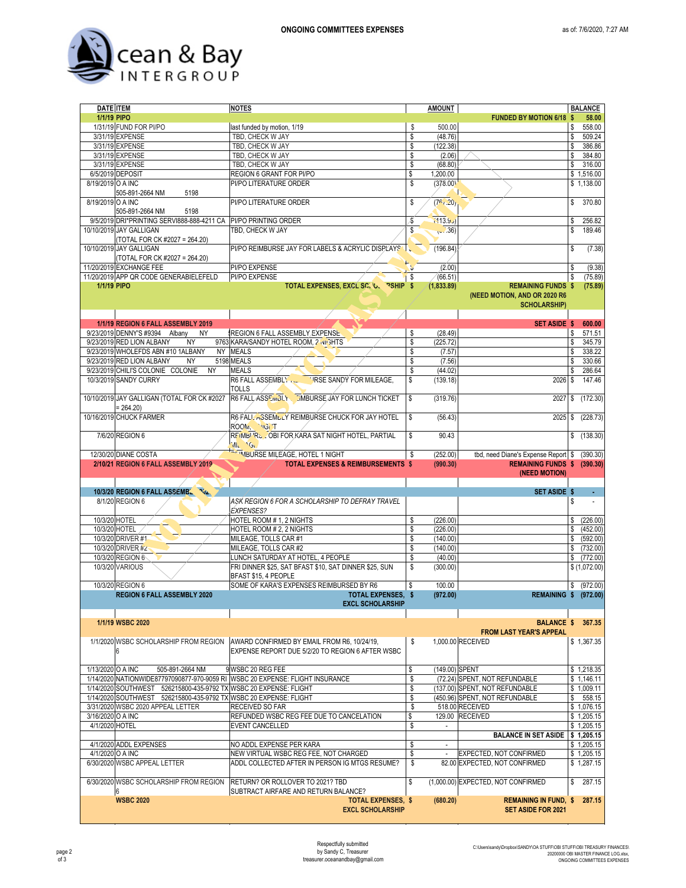# ONGOING COMMITTEES EXPENSES

as of: 7/6/2020, 7:27 AM

Ocean & Bay INTERGROUP

| DATE | ITEM | NOTES | AMOUNT | | BALANCE |
|---|---|---|---|---|---|
| 1/1/19 | PIPO | | | FUNDED BY MOTION 6/18 | $ 58.00 |
| 1/31/19 | FUND FOR PI/PO | last funded by motion, 1/19 | $ 500.00 | | $ 558.00 |
| 3/31/19 | EXPENSE | TBD, CHECK W JAY | $ (48.76) | | $ 509.24 |
| 3/31/19 | EXPENSE | TBD, CHECK W JAY | $ (122.38) | | $ 386.86 |
| 3/31/19 | EXPENSE | TBD, CHECK W JAY | $ (2.06) | | $ 384.80 |
| 3/31/19 | EXPENSE | TBD, CHECK W JAY | $ (68.80) | | $ 316.00 |
| 6/5/2019 | DEPOSIT | REGION 6 GRANT FOR PI/PO | $ 1,200.00 | | $ 1,516.00 |
| 8/19/2019 | O A INC 505-891-2664 NM 5198 | PI/PO LITERATURE ORDER | $ (378.00) | | $ 1,138.00 |
| 8/19/2019 | O A INC 505-891-2664 NM 5198 | PI/PO LITERATURE ORDER | $ (767.20) | | $ 370.80 |
| 9/5/2019 | DRI*PRINTING SERVI888-888-4211 CA | PI/PO PRINTING ORDER | $ (113.98) | | $ 256.82 |
| 10/10/2019 | JAY GALLIGAN (TOTAL FOR CK #2027 = 264.20) | TBD, CHECK W JAY | $ (67.36) | | $ 189.46 |
| 10/10/2019 | JAY GALLIGAN (TOTAL FOR CK #2027 = 264.20) | PI/PO REIMBURSE JAY FOR LABELS & ACRYLIC DISPLAYS | $ (196.84) | | $ (7.38) |
| 11/20/2019 | EXCHANGE FEE | PI/PO EXPENSE | $ (2.00) | | $ (9.38) |
| 11/20/2019 | APP QR CODE GENERABIELEFELD | PI/PO EXPENSE | $ (66.51) | | $ (75.89) |
| 1/1/19 | PIPO | TOTAL EXPENSES, EXCL SCHOLARSHIP | $ (1,833.89) | REMAINING FUNDS (NEED MOTION, AND OR 2020 R6 SCHOLARSHIP) | $ (75.89) |
| | | | | | |
| 1/1/19 | REGION 6 FALL ASSEMBLY 2019 | | | SET ASIDE | $ 600.00 |
| 9/23/2019 | DENNY'S #9394 Albany NY | REGION 6 FALL ASSEMBLY EXPENSE | $ (28.49) | | $ 571.51 |
| 9/23/2019 | RED LION ALBANY NY 9763 | KARA/SANDY HOTEL ROOM, 2 NIGHTS | $ (225.72) | | $ 345.79 |
| 9/23/2019 | WHOLEFDS ABN #10 1ALBANY NY | MEALS | $ (7.57) | | $ 338.22 |
| 9/23/2019 | RED LION ALBANY NY 5198 | MEALS | $ (7.56) | | $ 330.66 |
| 9/23/2019 | CHILI'S COLONIE COLONIE NY | MEALS | $ (44.02) | | $ 286.64 |
| 10/3/2019 | SANDY CURRY | R6 FALL ASSEMBLY REIMBURSE SANDY FOR MILEAGE, TOLLS | $ (139.18) | 2026 | $ 147.46 |
| 10/10/2019 | JAY GALLIGAN (TOTAL FOR CK #2027 = 264.20) | R6 FALL ASSEMBLY REIMBURSE JAY FOR LUNCH TICKET | $ (319.76) | 2027 | $ (172.30) |
| 10/16/2019 | CHUCK FARMER | R6 FALL ASSEMBLY REIMBURSE CHUCK FOR JAY HOTEL ROOM, 1 NIGHT | $ (56.43) | 2025 | $ (228.73) |
| 7/6/20 | REGION 6 | REIMBURSE OBI FOR KARA SAT NIGHT HOTEL, PARTIAL MILEAGE | $ 90.43 | | $ (138.30) |
| 12/30/20 | DIANE COSTA | REIMBURSE MILEAGE, HOTEL 1 NIGHT | $ (252.00) | tbd, need Diane's Expense Report | $ (390.30) |
| 2/10/21 | REGION 6 FALL ASSEMBLY 2019 | TOTAL EXPENSES & REIMBURSEMENTS | $ (990.30) | REMAINING FUNDS (NEED MOTION) | $ (390.30) |
| | | | | | |
| 10/3/20 | REGION 6 FALL ASSEMBLY 2020 | | | SET ASIDE | $ - |
| 8/1/20 | REGION 6 | *ASK REGION 6 FOR A SCHOLARSHIP TO DEFRAY TRAVEL EXPENSES?* | | | $ - |
| 10/3/20 | HOTEL | HOTEL ROOM # 1, 2 NIGHTS | $ (226.00) | | $ (226.00) |
| 10/3/20 | HOTEL | HOTEL ROOM # 2, 2 NIGHTS | $ (226.00) | | $ (452.00) |
| 10/3/20 | DRIVER #1 | MILEAGE, TOLLS CAR #1 | $ (140.00) | | $ (592.00) |
| 10/3/20 | DRIVER #2 | MILEAGE, TOLLS CAR #2 | $ (140.00) | | $ (732.00) |
| 10/3/20 | REGION 6 | LUNCH SATURDAY AT HOTEL, 4 PEOPLE | $ (40.00) | | $ (772.00) |
| 10/3/20 | VARIOUS | FRI DINNER $25, SAT BFAST $10, SAT DINNER $25, SUN BFAST $15, 4 PEOPLE | $ (300.00) | | $ (1,072.00) |
| 10/3/20 | REGION 6 | SOME OF KARA'S EXPENSES REIMBURSED BY R6 | $ 100.00 | | $ (972.00) |
| | REGION 6 FALL ASSEMBLY 2020 | TOTAL EXPENSES, EXCL SCHOLARSHIP | $ (972.00) | REMAINING | $ (972.00) |
| | | | | | |
| 1/1/19 | WSBC 2020 | | | BALANCE FROM LAST YEAR'S APPEAL | $ 367.35 |
| 1/1/2020 | WSBC SCHOLARSHIP FROM REGION 6 | AWARD CONFIRMED BY EMAIL FROM R6, 10/24/19, EXPENSE REPORT DUE 5/2/20 TO REGION 6 AFTER WSBC | $ 1,000.00 | RECEIVED | $ 1,367.35 |
| 1/13/2020 | O A INC 505-891-2664 NM 9 | WSBC 20 REG FEE | $ (149.00) | SPENT | $ 1,218.35 |
| 1/14/2020 | NATIONWIDE87797090877-970-9059 RI | WSBC 20 EXPENSE: FLIGHT INSURANCE | $ (72.24) | SPENT, NOT REFUNDABLE | $ 1,146.11 |
| 1/14/2020 | SOUTHWEST 526215800-435-9792 TX | WSBC 20 EXPENSE: FLIGHT | $ (137.00) | SPENT, NOT REFUNDABLE | $ 1,009.11 |
| 1/14/2020 | SOUTHWEST 526215800-435-9792 TX | WSBC 20 EXPENSE: FLIGHT | $ (450.96) | SPENT, NOT REFUNDABLE | $ 558.15 |
| 3/31/2020 | WSBC 2020 APPEAL LETTER | RECEIVED SO FAR | $ 518.00 | RECEIVED | $ 1,076.15 |
| 3/16/2020 | O A INC | REFUNDED WSBC REG FEE DUE TO CANCELATION | $ 129.00 | RECEIVED | $ 1,205.15 |
| 4/1/2020 | HOTEL | EVENT CANCELLED | $ - | | $ 1,205.15 |
| | | | | BALANCE IN SET ASIDE | $ 1,205.15 |
| 4/1/2020 | ADDL EXPENSES | NO ADDL EXPENSE PER KARA | $ - | | $ 1,205.15 |
| 4/1/2020 | O A INC | NEW VIRTUAL WSBC REG FEE, NOT CHARGED | $ - | EXPECTED, NOT CONFIRMED | $ 1,205.15 |
| 6/30/2020 | WSBC APPEAL LETTER | ADDL COLLECTED AFTER IN PERSON IG MTGS RESUME? | $ 82.00 | EXPECTED, NOT CONFIRMED | $ 1,287.15 |
| 6/30/2020 | WSBC SCHOLARSHIP FROM REGION 6 | RETURN? OR ROLLOVER TO 2021? TBD SUBTRACT AIRFARE AND RETURN BALANCE? | $ (1,000.00) | EXPECTED, NOT CONFIRMED | $ 287.15 |
| | WSBC 2020 | TOTAL EXPENSES, EXCL SCHOLARSHIP | $ (680.20) | REMAINING IN FUND, SET ASIDE FOR 2021 | $ 287.15 |

NO CHANGE SINCE LAST MONTH

Respectfully submitted
by Sandy C, Treasurer
treasurer.oceanandbay@gmail.com

C:\Users\sandy\Dropbox\SANDY\OA STUFF\OBI STUFF\OBI TREASURY FINANCES\20200000 OBI MASTER FINANCE LOG.xlsx, ONGOING COMMITTEES EXPENSES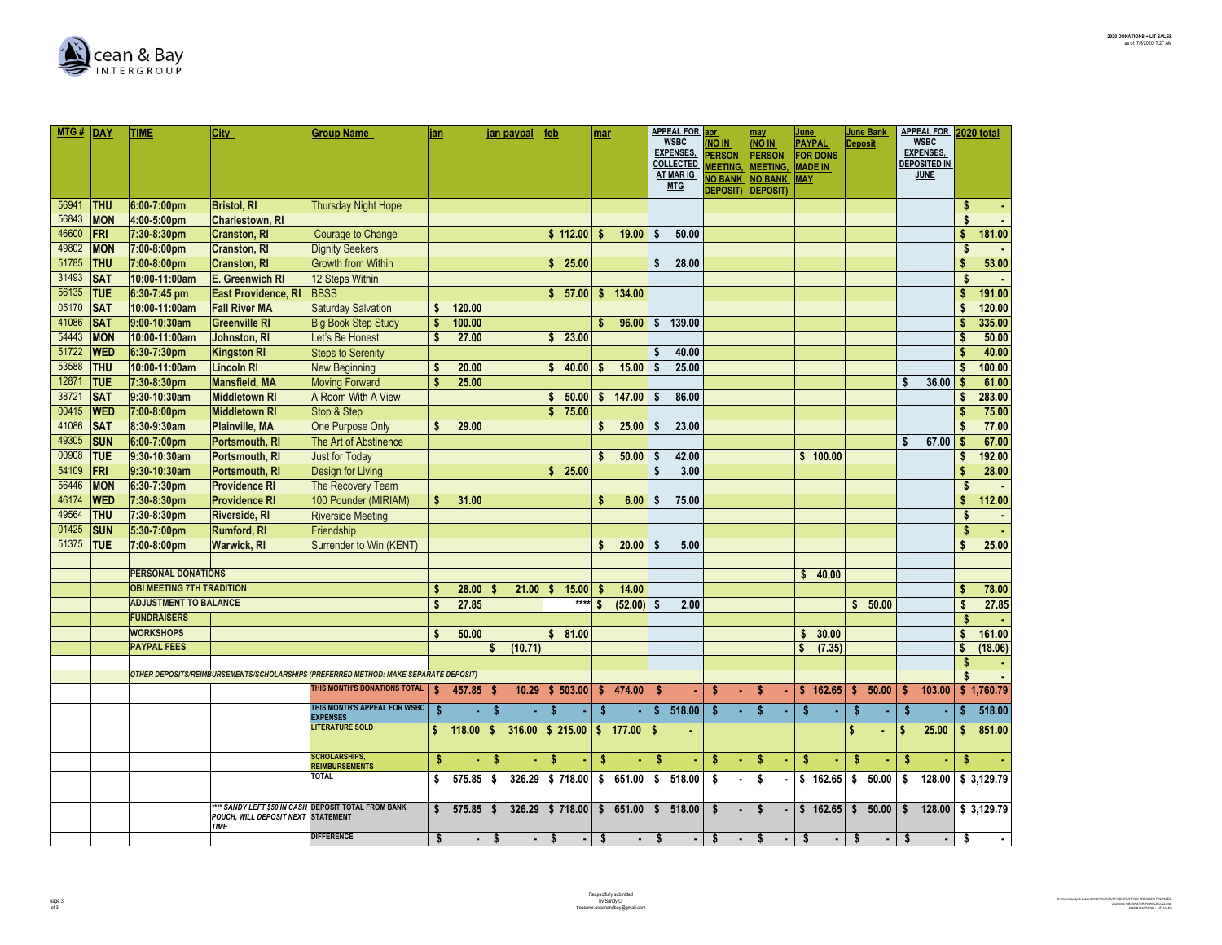| MTG # | DAY | TIME | City | Group Name | jan | jan paypal | feb | mar | APPEAL FOR WSBC EXPENSES, COLLECTED AT MAR IG MTG | apr (NO IN PERSON MEETING, NO BANK DEPOSIT) | may (NO IN PERSON MEETING, NO BANK DEPOSIT) | June PAYPAL FOR DONS MADE IN MAY | June Bank Deposit | APPEAL FOR WSBC EXPENSES, DEPOSITED IN JUNE | 2020 total |
|---|---|---|---|---|---|---|---|---|---|---|---|---|---|---|---|
| 56941 | THU | 6:00-7:00pm | Bristol, RI | Thursday Night Hope | | | | | | | | | | | $ - |
| 56843 | MON | 4:00-5:00pm | Charlestown, RI | | | | | | | | | | | | $ - |
| 46600 | FRI | 7:30-8:30pm | Cranston, RI | Courage to Change | | | $ 112.00 | $ 19.00 | $ 50.00 | | | | | | $ 181.00 |
| 49802 | MON | 7:00-8:00pm | Cranston, RI | Dignity Seekers | | | | | | | | | | | $ - |
| 51785 | THU | 7:00-8:00pm | Cranston, RI | Growth from Within | | | $ 25.00 | | $ 28.00 | | | | | | $ 53.00 |
| 31493 | SAT | 10:00-11:00am | E. Greenwich RI | 12 Steps Within | | | | | | | | | | | $ - |
| 56135 | TUE | 6:30-7:45 pm | East Providence, RI | BBSS | | | $ 57.00 | $ 134.00 | | | | | | | $ 191.00 |
| 05170 | SAT | 10:00-11:00am | Fall River MA | Saturday Salvation | $ 120.00 | | | | | | | | | | $ 120.00 |
| 41086 | SAT | 9:00-10:30am | Greenville RI | Big Book Step Study | $ 100.00 | | | $ 96.00 | $ 139.00 | | | | | | $ 335.00 |
| 54443 | MON | 10:00-11:00am | Johnston, RI | Let's Be Honest | $ 27.00 | | $ 23.00 | | | | | | | | $ 50.00 |
| 51722 | WED | 6:30-7:30pm | Kingston RI | Steps to Serenity | | | | | $ 40.00 | | | | | | $ 40.00 |
| 53588 | THU | 10:00-11:00am | Lincoln RI | New Beginning | $ 20.00 | | $ 40.00 | $ 15.00 | $ 25.00 | | | | | | $ 100.00 |
| 12871 | TUE | 7:30-8:30pm | Mansfield, MA | Moving Forward | $ 25.00 | | | | | | | | | $ 36.00 | $ 61.00 |
| 38721 | SAT | 9:30-10:30am | Middletown RI | A Room With A View | | | $ 50.00 | $ 147.00 | $ 86.00 | | | | | | $ 283.00 |
| 00415 | WED | 7:00-8:00pm | Middletown RI | Stop & Step | | | $ 75.00 | | | | | | | | $ 75.00 |
| 41086 | SAT | 8:30-9:30am | Plainville, MA | One Purpose Only | $ 29.00 | | | $ 25.00 | $ 23.00 | | | | | | $ 77.00 |
| 49305 | SUN | 6:00-7:00pm | Portsmouth, RI | The Art of Abstinence | | | | | | | | | | $ 67.00 | $ 67.00 |
| 00908 | TUE | 9:30-10:30am | Portsmouth, RI | Just for Today | | | | $ 50.00 | $ 42.00 | | | $ 100.00 | | | $ 192.00 |
| 54109 | FRI | 9:30-10:30am | Portsmouth, RI | Design for Living | | | $ 25.00 | | $ 3.00 | | | | | | $ 28.00 |
| 56446 | MON | 6:30-7:30pm | Providence RI | The Recovery Team | | | | | | | | | | | $ - |
| 46174 | WED | 7:30-8:30pm | Providence RI | 100 Pounder (MIRIAM) | $ 31.00 | | | $ 6.00 | $ 75.00 | | | | | | $ 112.00 |
| 49564 | THU | 7:30-8:30pm | Riverside, RI | Riverside Meeting | | | | | | | | | | | $ - |
| 01425 | SUN | 5:30-7:00pm | Rumford, RI | Friendship | | | | | | | | | | | $ - |
| 51375 | TUE | 7:00-8:00pm | Warwick, RI | Surrender to Win (KENT) | | | | $ 20.00 | $ 5.00 | | | | | | $ 25.00 |
| | | | | | | | | | | | | | | | |
| | | PERSONAL DONATIONS | | | | | | | | | | $ 40.00 | | | |
| | | OBI MEETING 7TH TRADITION | | | $ 28.00 | $ 21.00 | $ 15.00 | $ 14.00 | | | | | | | $ 78.00 |
| | | ADJUSTMENT TO BALANCE | | | $ 27.85 | | **** | $ (52.00) | $ 2.00 | | | | $ 50.00 | | $ 27.85 |
| | | FUNDRAISERS | | | | | | | | | | | | | $ - |
| | | WORKSHOPS | | | $ 50.00 | | $ 81.00 | | | | | $ 30.00 | | | $ 161.00 |
| | | PAYPAL FEES | | | | $ (10.71) | | | | | | $ (7.35) | | | $ (18.06) |
| | | | | | | | | | | | | | | | $ - |
| | | *OTHER DEPOSITS/REIMBURSEMENTS/SCHOLARSHIPS (PREFERRED METHOD: MAKE SEPARATE DEPOSIT)* | | | | | | | | | | | | | $ - |
| | | | | THIS MONTH'S DONATIONS TOTAL | $ 457.85 | $ 10.29 | $ 503.00 | $ 474.00 | $ - | $ - | $ - | $ 162.65 | $ 50.00 | $ 103.00 | $ 1,760.79 |
| | | | | THIS MONTH'S APPEAL FOR WSBC EXPENSES | $ - | $ - | $ - | $ - | $ 518.00 | $ - | $ - | $ - | $ - | $ - | $ 518.00 |
| | | | | LITERATURE SOLD | $ 118.00 | $ 316.00 | $ 215.00 | $ 177.00 | $ - | | | | $ - | $ 25.00 | $ 851.00 |
| | | | | SCHOLARSHIPS, REIMBURSEMENTS | $ - | $ - | $ - | $ - | $ - | $ - | $ - | $ - | $ - | $ - | $ - |
| | | | | TOTAL | $ 575.85 | $ 326.29 | $ 718.00 | $ 651.00 | $ 518.00 | $ - | $ - | $ 162.65 | $ 50.00 | $ 128.00 | $ 3,129.79 |
| | | | *\*\*\*\* SANDY LEFT $50 IN CASH POUCH, WILL DEPOSIT NEXT TIME* | DEPOSIT TOTAL FROM BANK STATEMENT | $ 575.85 | $ 326.29 | $ 718.00 | $ 651.00 | $ 518.00 | $ - | $ - | $ 162.65 | $ 50.00 | $ 128.00 | $ 3,129.79 |
| | | | | DIFFERENCE | $ - | $ - | $ - | $ - | $ - | $ - | $ - | $ - | $ - | $ - | $ - |